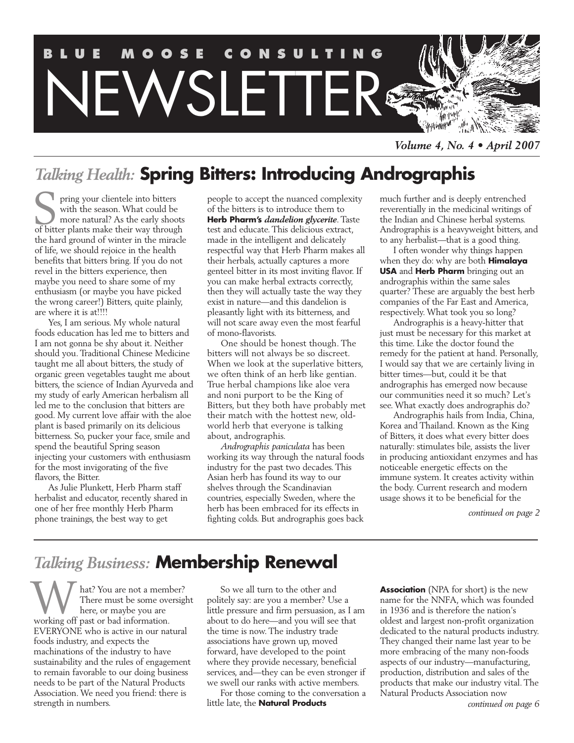# BLUE MOOSE CONSULTING NEWSLETTER

*Volume 4, No. 4 • April 2007*

## *Talking Health:* Spring Bitters: Introducing Andrographis

Spring your clientele into bitters with the season. What could be more natural? As the early shoots of bitter plants make their way through the hard ground of winter in the miracle of life, we should rejoice in the health benefits that bitters bring. If you do not revel in the bitters experience, then maybe you need to share some of my enthusiasm (or maybe you have picked the wrong career!) Bitters, quite plainly, are where it is at!!!!

Yes, I am serious. My whole natural foods education has led me to bitters and I am not gonna be shy about it. Neither should you. Traditional Chinese Medicine taught me all about bitters, the study of organic green vegetables taught me about bitters, the science of Indian Ayurveda and my study of early American herbalism all led me to the conclusion that bitters are good. My current love affair with the aloe plant is based primarily on its delicious bitterness. So, pucker your face, smile and spend the beautiful Spring season injecting your customers with enthusiasm for the most invigorating of the five flavors, the Bitter.

As Julie Plunkett, Herb Pharm staff herbalist and educator, recently shared in one of her free monthly Herb Pharm phone trainings, the best way to get people to accept the nuanced complexity of the bitters is to introduce them to **Herb Pharm's** ***dandelion glycerite***. Taste test and educate. This delicious extract, made in the intelligent and delicately respectful way that Herb Pharm makes all their herbals, actually captures a more genteel bitter in its most inviting flavor. If you can make herbal extracts correctly, then they will actually taste the way they exist in nature—and this dandelion is pleasantly light with its bitterness, and will not scare away even the most fearful of mono-flavorists.

One should be honest though. The bitters will not always be so discreet. When we look at the superlative bitters, we often think of an herb like gentian. True herbal champions like aloe vera and noni purport to be the King of Bitters, but they both have probably met their match with the hottest new, old-world herb that everyone is talking about, andrographis.

*Andrographis paniculata* has been working its way through the natural foods industry for the past two decades. This Asian herb has found its way to our shelves through the Scandinavian countries, especially Sweden, where the herb has been embraced for its effects in fighting colds. But andrographis goes back much further and is deeply entrenched reverentially in the medicinal writings of the Indian and Chinese herbal systems. Andrographis is a heavyweight bitters, and to any herbalist—that is a good thing.

I often wonder why things happen when they do: why are both **Himalaya USA** and **Herb Pharm** bringing out an andrographis within the same sales quarter? These are arguably the best herb companies of the Far East and America, respectively. What took you so long?

Andrographis is a heavy-hitter that just must be necessary for this market at this time. Like the doctor found the remedy for the patient at hand. Personally, I would say that we are certainly living in bitter times—but, could it be that andrographis has emerged now because our communities need it so much? Let's see. What exactly does andrographis do?

Andrographis hails from India, China, Korea and Thailand. Known as the King of Bitters, it does what every bitter does naturally: stimulates bile, assists the liver in producing antioxidant enzymes and has noticeable energetic effects on the immune system. It creates activity within the body. Current research and modern usage shows it to be beneficial for the

*continued on page 2*

## *Talking Business:* Membership Renewal

What? You are not a member? There must be some oversight here, or maybe you are working off past or bad information. EVERYONE who is active in our natural foods industry, and expects the machinations of the industry to have sustainability and the rules of engagement to remain favorable to our doing business needs to be part of the Natural Products Association. We need you friend: there is strength in numbers.

So we all turn to the other and politely say: are you a member? Use a little pressure and firm persuasion, as I am about to do here—and you will see that the time is now. The industry trade associations have grown up, moved forward, have developed to the point where they provide necessary, beneficial services, and—they can be even stronger if we swell our ranks with active members.

For those coming to the conversation a little late, the **Natural Products Association** (NPA for short) is the new name for the NNFA, which was founded in 1936 and is therefore the nation's oldest and largest non-profit organization dedicated to the natural products industry. They changed their name last year to be more embracing of the many non-foods aspects of our industry—manufacturing, production, distribution and sales of the products that make our industry vital. The Natural Products Association now

*continued on page 6*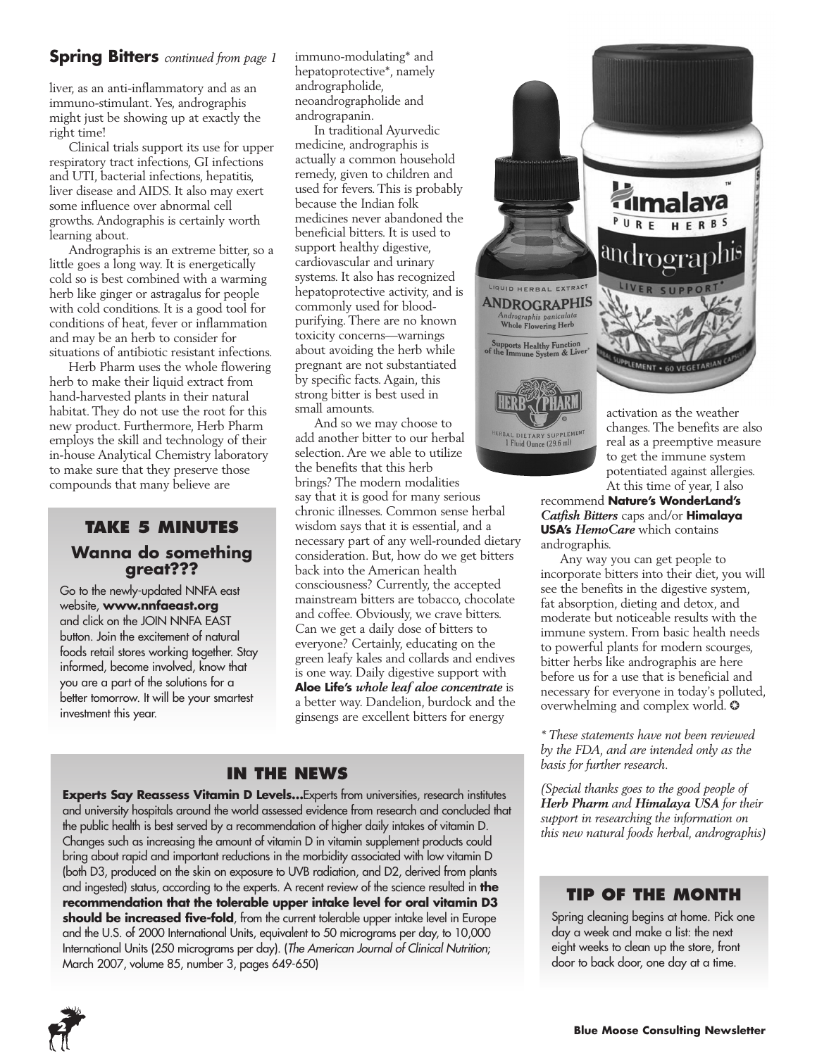## Spring Bitters *continued from page 1*

liver, as an anti-inflammatory and as an immuno-stimulant. Yes, andrographis might just be showing up at exactly the right time!

Clinical trials support its use for upper respiratory tract infections, GI infections and UTI, bacterial infections, hepatitis, liver disease and AIDS. It also may exert some influence over abnormal cell growths. Andographis is certainly worth learning about.

Andrographis is an extreme bitter, so a little goes a long way. It is energetically cold so is best combined with a warming herb like ginger or astragalus for people with cold conditions. It is a good tool for conditions of heat, fever or inflammation and may be an herb to consider for situations of antibiotic resistant infections.

Herb Pharm uses the whole flowering herb to make their liquid extract from hand-harvested plants in their natural habitat. They do not use the root for this new product. Furthermore, Herb Pharm employs the skill and technology of their in-house Analytical Chemistry laboratory to make sure that they preserve those compounds that many believe are immuno-modulating* and hepatoprotective*, namely andrographolide, neoandrographolide and andrograpanin.

In traditional Ayurvedic medicine, andrographis is actually a common household remedy, given to children and used for fevers. This is probably because the Indian folk medicines never abandoned the beneficial bitters. It is used to support healthy digestive, cardiovascular and urinary systems. It also has recognized hepatoprotective activity, and is commonly used for blood-purifying. There are no known toxicity concerns—warnings about avoiding the herb while pregnant are not substantiated by specific facts. Again, this strong bitter is best used in small amounts.

And so we may choose to add another bitter to our herbal selection. Are we able to utilize the benefits that this herb brings? The modern modalities say that it is good for many serious chronic illnesses. Common sense herbal wisdom says that it is essential, and a necessary part of any well-rounded dietary consideration. But, how do we get bitters back into the American health consciousness? Currently, the accepted mainstream bitters are tobacco, chocolate and coffee. Obviously, we crave bitters. Can we get a daily dose of bitters to everyone? Certainly, educating on the green leafy kales and collards and endives is one way. Daily digestive support with **Aloe Life's** ***whole leaf aloe concentrate*** is a better way. Dandelion, burdock and the ginsengs are excellent bitters for energy activation as the weather changes. The benefits are also real as a preemptive measure to get the immune system potentiated against allergies.

At this time of year, I also recommend **Nature's WonderLand's** ***Catfish Bitters*** caps and/or **Himalaya USA's** ***HemoCare*** which contains andrographis.

Any way you can get people to incorporate bitters into their diet, you will see the benefits in the digestive system, fat absorption, dieting and detox, and moderate but noticeable results with the immune system. From basic health needs to powerful plants for modern scourges, bitter herbs like andrographis are here before us for a use that is beneficial and necessary for everyone in today's polluted, overwhelming and complex world. ❂

*\* These statements have not been reviewed by the FDA, and are intended only as the basis for further research.*

*(Special thanks goes to the good people of* ***Herb Pharm*** *and* ***Himalaya USA*** *for their support in researching the information on this new natural foods herbal, andrographis)*

## TAKE 5 MINUTES

### Wanna do something great???

Go to the newly-updated NNFA east website, **www.nnfaeast.org** and click on the JOIN NNFA EAST button. Join the excitement of natural foods retail stores working together. Stay informed, become involved, know that you are a part of the solutions for a better tomorrow. It will be your smartest investment this year.

## IN THE NEWS

**Experts Say Reassess Vitamin D Levels…**Experts from universities, research institutes and university hospitals around the world assessed evidence from research and concluded that the public health is best served by a recommendation of higher daily intakes of vitamin D. Changes such as increasing the amount of vitamin D in vitamin supplement products could bring about rapid and important reductions in the morbidity associated with low vitamin D (both D3, produced on the skin on exposure to UVB radiation, and D2, derived from plants and ingested) status, according to the experts. A recent review of the science resulted in **the recommendation that the tolerable upper intake level for oral vitamin D3 should be increased five-fold**, from the current tolerable upper intake level in Europe and the U.S. of 2000 International Units, equivalent to 50 micrograms per day, to 10,000 International Units (250 micrograms per day). (*The American Journal of Clinical Nutrition;* March 2007, volume 85, number 3, pages 649-650)

## TIP OF THE MONTH

Spring cleaning begins at home. Pick one day a week and make a list: the next eight weeks to clean up the store, front door to back door, one day at a time.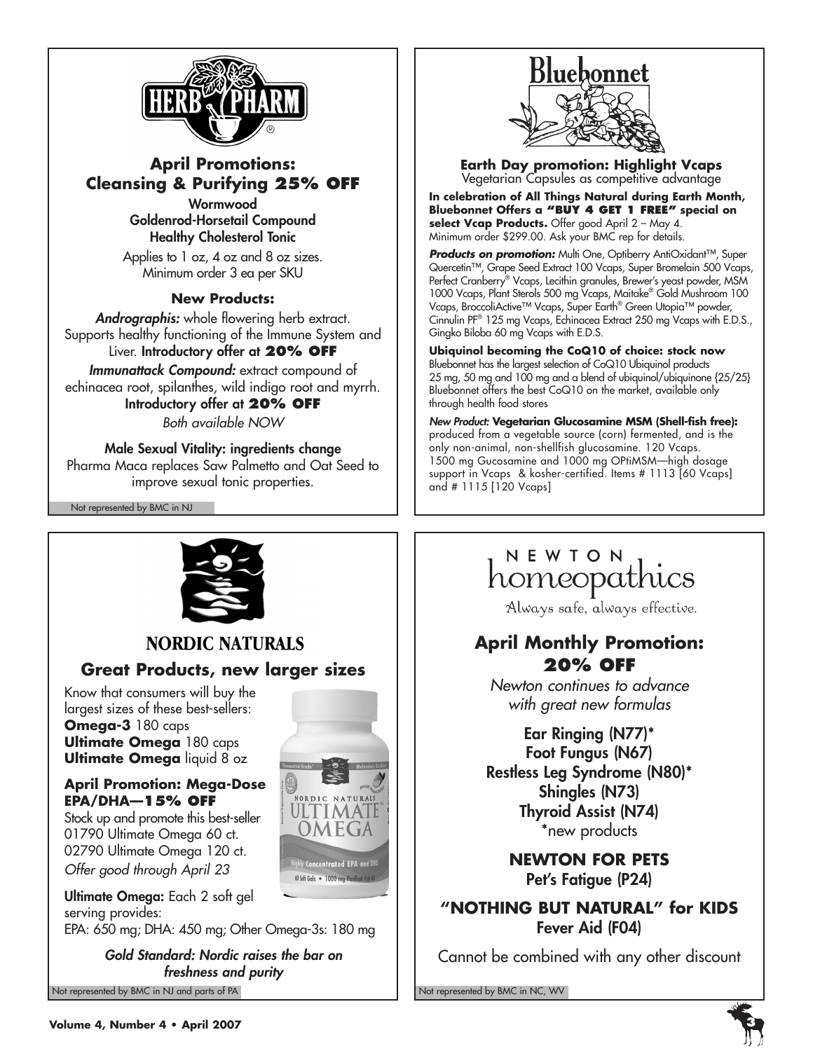## HERB PHARM

### April Promotions: Cleansing & Purifying 25% OFF

**Wormwood**
**Goldenrod-Horsetail Compound**
**Healthy Cholesterol Tonic**

Applies to 1 oz, 4 oz and 8 oz sizes.
Minimum order 3 ea per SKU

#### New Products:

***Andrographis:*** whole flowering herb extract. Supports healthy functioning of the Immune System and Liver. **Introductory offer at 20% OFF**

***Immunattack Compound:*** extract compound of echinacea root, spilanthes, wild indigo root and myrrh. **Introductory offer at 20% OFF**

*Both available NOW*

**Male Sexual Vitality: ingredients change**
Pharma Maca replaces Saw Palmetto and Oat Seed to improve sexual tonic properties.

Not represented by BMC in NJ

## Bluebonnet

**Earth Day promotion: Highlight Vcaps**
Vegetarian Capsules as competitive advantage

**In celebration of All Things Natural during Earth Month, Bluebonnet Offers a "BUY 4 GET 1 FREE" special on select Vcap Products.** Offer good April 2 – May 4. Minimum order $299.00. Ask your BMC rep for details.

***Products on promotion:*** Multi One, Optiberry AntiOxidant™, Super Quercetin™, Grape Seed Extract 100 Vcaps, Super Bromelain 500 Vcaps, Perfect Cranberry® Vcaps, Lecithin granules, Brewer's yeast powder, MSM 1000 Vcaps, Plant Sterols 500 mg Vcaps, Maitake® Gold Mushroom 100 Vcaps, BroccoliActive™ Vcaps, Super Earth® Green Utopia™ powder, Cinnulin PF® 125 mg Vcaps, Echinacea Extract 250 mg Vcaps with E.D.S., Gingko Biloba 60 mg Vcaps with E.D.S.

**Ubiquinol becoming the CoQ10 of choice: stock now**
Bluebonnet has the largest selection of CoQ10 Ubiquinol products 25 mg, 50 mg and 100 mg and a blend of ubiquinol/ubiquinone {25/25} Bluebonnet offers the best CoQ10 on the market, available only through health food stores

***New Product:* Vegetarian Glucosamine MSM (Shell-fish free):** produced from a vegetable source (corn) fermented, and is the only non-animal, non-shellfish glucosamine. 120 Vcaps. 1500 mg Gucosamine and 1000 mg OPtiMSM—high dosage support in Vcaps & kosher-certified. Items # 1113 [60 Vcaps] and # 1115 [120 Vcaps]

## NORDIC NATURALS

### Great Products, new larger sizes

Know that consumers will buy the largest sizes of these best-sellers:
**Omega-3** 180 caps
**Ultimate Omega** 180 caps
**Ultimate Omega** liquid 8 oz

#### April Promotion: Mega-Dose EPA/DHA—15% OFF

Stock up and promote this best-seller
01790 Ultimate Omega 60 ct.
02790 Ultimate Omega 120 ct.
*Offer good through April 23*

**Ultimate Omega:** Each 2 soft gel serving provides:
EPA: 650 mg; DHA: 450 mg; Other Omega-3s: 180 mg

***Gold Standard: Nordic raises the bar on freshness and purity***

Not represented by BMC in NJ and parts of PA

## NEWTON homeopathics

Always safe, always effective.

### April Monthly Promotion: 20% OFF

*Newton continues to advance with great new formulas*

**Ear Ringing (N77)***
**Foot Fungus (N67)**
**Restless Leg Syndrome (N80)***
**Shingles (N73)**
**Thyroid Assist (N74)**
*new products

**NEWTON FOR PETS**
**Pet's Fatigue (P24)**

**"NOTHING BUT NATURAL" for KIDS**
**Fever Aid (F04)**

Cannot be combined with any other discount

Not represented by BMC in NC, WV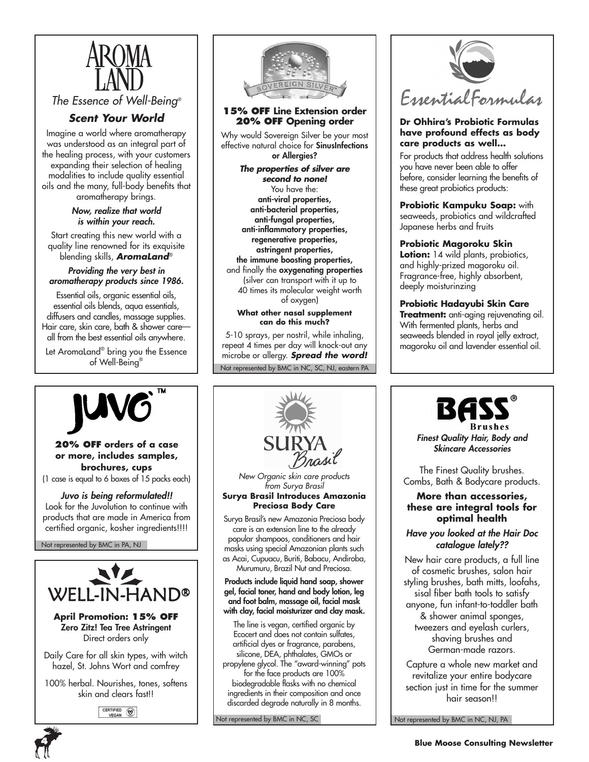## AROMA LAND

*The Essence of Well-Being®*

### *Scent Your World*

Imagine a world where aromatherapy was understood as an integral part of the healing process, with your customers expanding their selection of healing modalities to include quality essential oils and the many, full-body benefits that aromatherapy brings.

***Now, realize that world is within your reach.***

Start creating this new world with a quality line renowned for its exquisite blending skills, ***AromaLand®***

***Providing the very best in aromatherapy products since 1986.***

Essential oils, organic essential oils, essential oils blends, aqua essentials, diffusers and candles, massage supplies. Hair care, skin care, bath & shower care—all from the best essential oils anywhere.

Let AromaLand® bring you the Essence of Well-Being®

---

## SOVEREIGN SILVER™

**15% OFF Line Extension order**
**20% OFF Opening order**

Why would Sovereign Silver be your most effective natural choice for **SinusInfections or Allergies?**

***The properties of silver are second to none!***

You have the:
**anti-viral properties,**
**anti-bacterial properties,**
**anti-fungal properties,**
**anti-inflammatory properties,**
**regenerative properties,**
**astringent properties,**
**the immune boosting properties,**
and finally the **oxygenating properties** (silver can transport with it up to 40 times its molecular weight worth of oxygen)

**What other nasal supplement can do this much?**

5-10 sprays, per nostril, while inhaling, repeat 4 times per day will knock-out any microbe or allergy. ***Spread the word!***

Not represented by BMC in NC, SC, NJ, eastern PA

---

## EssentialFormulas

**Dr Ohhira's Probiotic Formulas have profound effects as body care products as well...**

For products that address health solutions you have never been able to offer before, consider learning the benefits of these great probiotics products:

**Probiotic Kampuku Soap:** with seaweeds, probiotics and wildcrafted Japanese herbs and fruits

**Probiotic Magoroku Skin Lotion:** 14 wild plants, probiotics, and highly-prized magoroku oil. Fragrance-free, highly absorbent, deeply moisturinzing

**Probiotic Hadayubi Skin Care Treatment:** anti-aging rejuvenating oil. With fermented plants, herbs and seaweeds blended in royal jelly extract, magoroku oil and lavender essential oil.

---

## JUVO™

**20% OFF orders of a case or more, includes samples, brochures, cups**
(1 case is equal to 6 boxes of 15 packs each)

***Juvo is being reformulated!!***
Look for the Juvolution to continue with products that are made in America from certified organic, kosher ingredients!!!!

Not represented by BMC in PA, NJ

---

## WELL-IN-HAND®

**April Promotion: 15% OFF**
**Zero Zitz! Tea Tree Astringent**
Direct orders only

Daily Care for all skin types, with witch hazel, St. Johns Wort and comfrey

100% herbal. Nourishes, tones, softens skin and clears fast!!

CERTIFIED VEGAN

---

## SURYA Brasil

*New Organic skin care products from Surya Brasil*

**Surya Brasil Introduces Amazonia Preciosa Body Care**

Surya Brasil's new Amazonia Preciosa body care is an extension line to the already popular shampoos, conditioners and hair masks using special Amazonian plants such as Acai, Cupuacu, Buriti, Babacu, Andiroba, Murumuru, Brazil Nut and Preciosa.

**Products include liquid hand soap, shower gel, facial toner, hand and body lotion, leg and foot balm, massage oil, facial mask with clay, facial moisturizer and clay mask.**

The line is vegan, certified organic by Ecocert and does not contain sulfates, artificial dyes or fragrance, parabens, silicone, DEA, phthalates, GMOs or propylene glycol. The "award-winning" pots for the face products are 100% biodegradable flasks with no chemical ingredients in their composition and once discarded degrade naturally in 8 months.

Not represented by BMC in NC, SC

---

## BASS® Brushes

***Finest Quality Hair, Body and Skincare Accessories***

The Finest Quality brushes. Combs, Bath & Bodycare products.

**More than accessories, these are integral tools for optimal health**

***Have you looked at the Hair Doc catalogue lately??***

New hair care products, a full line of cosmetic brushes, salon hair styling brushes, bath mitts, loofahs, sisal fiber bath tools to satisfy anyone, fun infant-to-toddler bath & shower animal sponges, tweezers and eyelash curlers, shaving brushes and German-made razors.

Capture a whole new market and revitalize your entire bodycare section just in time for the summer hair season!!

Not represented by BMC in NC, NJ, PA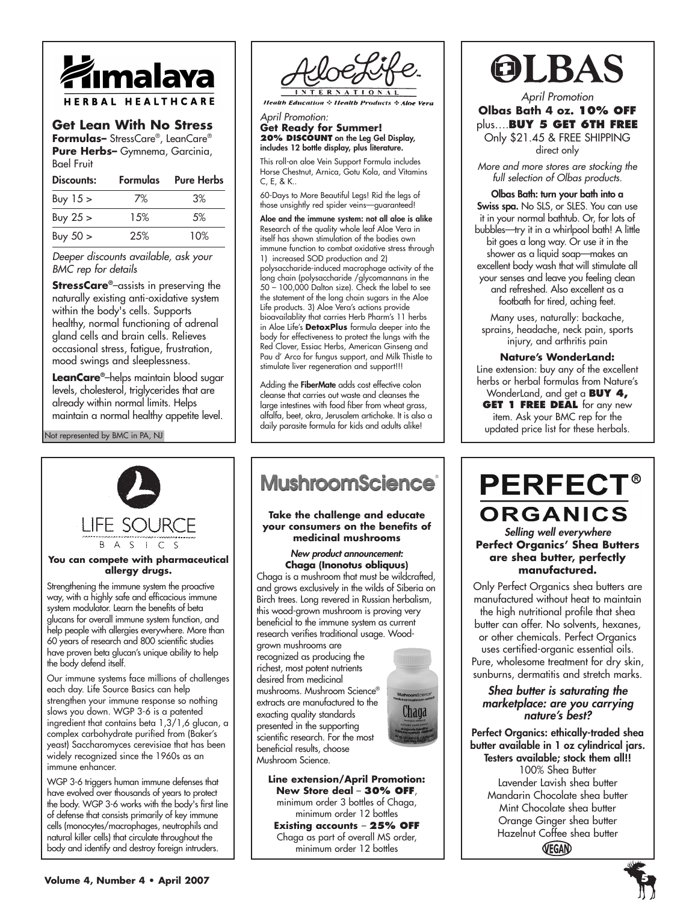# Himalaya HERBAL HEALTHCARE

## Get Lean With No Stress

**Formulas–** StressCare®, LeanCare®
**Pure Herbs–** Gymnema, Garcinia, Bael Fruit

| Discounts: | Formulas | Pure Herbs |
|---|---|---|
| Buy 15 > | 7% | 3% |
| Buy 25 > | 15% | 5% |
| Buy 50 > | 25% | 10% |

*Deeper discounts available, ask your BMC rep for details*

**StressCare®**–assists in preserving the naturally existing anti-oxidative system within the body's cells. Supports healthy, normal functioning of adrenal gland cells and brain cells. Relieves occasional stress, fatigue, frustration, mood swings and sleeplessness.

**LeanCare®**–helps maintain blood sugar levels, cholesterol, triglycerides that are already within normal limits. Helps maintain a normal healthy appetite level.

Not represented by BMC in PA, NJ

# AloeLife INTERNATIONAL

Health Education ❖ Health Products ❖ Aloe Vera

*April Promotion:*
**Get Ready for Summer!**
**20% DISCOUNT on the Leg Gel Display, includes 12 bottle display, plus literature.**

This roll-on aloe Vein Support Formula includes Horse Chestnut, Arnica, Gotu Kola, and Vitamins C, E, & K..

60-Days to More Beautiful Legs! Rid the legs of those unsightly red spider veins—guaranteed!

**Aloe and the immune system: not all aloe is alike** Research of the quality whole leaf Aloe Vera in itself has shown stimulation of the bodies own immune function to combat oxidative stress through 1) increased SOD production and 2) polysaccharide-induced macrophage activity of the long chain (polysaccharide /glycomannans in the 50 – 100,000 Dalton size). Check the label to see the statement of the long chain sugars in the Aloe Life products. 3) Aloe Vera's actions provide bioavailablity that carries Herb Pharm's 11 herbs in Aloe Life's **DetoxPlus** formula deeper into the body for effectiveness to protect the lungs with the Red Clover, Essiac Herbs, American Ginseng and Pau d' Arco for fungus support, and Milk Thistle to stimulate liver regeneration and support!!!

Adding the **FiberMate** adds cost effective colon cleanse that carries out waste and cleanses the large intestines with food fiber from wheat grass, alfalfa, beet, okra, Jerusalem artichoke. It is also a daily parasite formula for kids and adults alike!

# OLBAS

*April Promotion*
**Olbas Bath 4 oz. 10% OFF**
plus....**BUY 5 GET 6TH FREE**
Only $21.45 & FREE SHIPPING direct only

*More and more stores are stocking the full selection of Olbas products.*

**Olbas Bath: turn your bath into a Swiss spa.** No SLS, or SLES. You can use it in your normal bathtub. Or, for lots of bubbles—try it in a whirlpool bath! A little bit goes a long way. Or use it in the shower as a liquid soap—makes an excellent body wash that will stimulate all your senses and leave you feeling clean and refreshed. Also excellent as a footbath for tired, aching feet.

Many uses, naturally: backache, sprains, headache, neck pain, sports injury, and arthritis pain

**Nature's WonderLand:**
Line extension: buy any of the excellent herbs or herbal formulas from Nature's WonderLand, and get a **BUY 4, GET 1 FREE DEAL** for any new item. Ask your BMC rep for the updated price list for these herbals.

# LIFE SOURCE BASICS

**You can compete with pharmaceutical allergy drugs.**

Strengthening the immune system the proactive way, with a highly safe and efficacious immune system modulator. Learn the benefits of beta glucans for overall immune system function, and help people with allergies everywhere. More than 60 years of research and 800 scientific studies have proven beta glucan's unique ability to help the body defend itself.

Our immune systems face millions of challenges each day. Life Source Basics can help strengthen your immune response so nothing slows you down. WGP 3-6 is a patented ingredient that contains beta 1,3/1,6 glucan, a complex carbohydrate purified from (Baker's yeast) Saccharomyces cerevisiae that has been widely recognized since the 1960s as an immune enhancer.

WGP 3-6 triggers human immune defenses that have evolved over thousands of years to protect the body. WGP 3-6 works with the body's first line of defense that consists primarily of key immune cells (monocytes/macrophages, neutrophils and natural killer cells) that circulate throughout the body and identify and destroy foreign intruders.

# MushroomScience®

**Take the challenge and educate your consumers on the benefits of medicinal mushrooms**

*New product announcement:*
**Chaga (Inonotus obliquus)**

Chaga is a mushroom that must be wildcrafted, and grows exclusively in the wilds of Siberia on Birch trees. Long revered in Russian herbalism, this wood-grown mushroom is proving very beneficial to the immune system as current research verifies traditional usage. Wood-grown mushrooms are recognized as producing the richest, most potent nutrients desired from medicinal mushrooms. Mushroom Science® extracts are manufactured to the exacting quality standards presented in the supporting scientific research. For the most beneficial results, choose Mushroom Science.

**Line extension/April Promotion:**
**New Store deal – 30% OFF**, minimum order 3 bottles of Chaga, minimum order 12 bottles
**Existing accounts – 25% OFF** Chaga as part of overall MS order, minimum order 12 bottles

# PERFECT® ORGANICS

*Selling well everywhere*
**Perfect Organics' Shea Butters are shea butter, perfectly manufactured.**

Only Perfect Organics shea butters are manufactured without heat to maintain the high nutritional profile that shea butter can offer. No solvents, hexanes, or other chemicals. Perfect Organics uses certified-organic essential oils. Pure, wholesome treatment for dry skin, sunburns, dermatitis and stretch marks.

***Shea butter is saturating the marketplace: are you carrying nature's best?***

**Perfect Organics: ethically-traded shea butter available in 1 oz cylindrical jars. Testers available; stock them all!!**

100% Shea Butter
Lavender Lavish shea butter
Mandarin Chocolate shea butter
Mint Chocolate shea butter
Orange Ginger shea butter
Hazelnut Coffee shea butter

VEGAN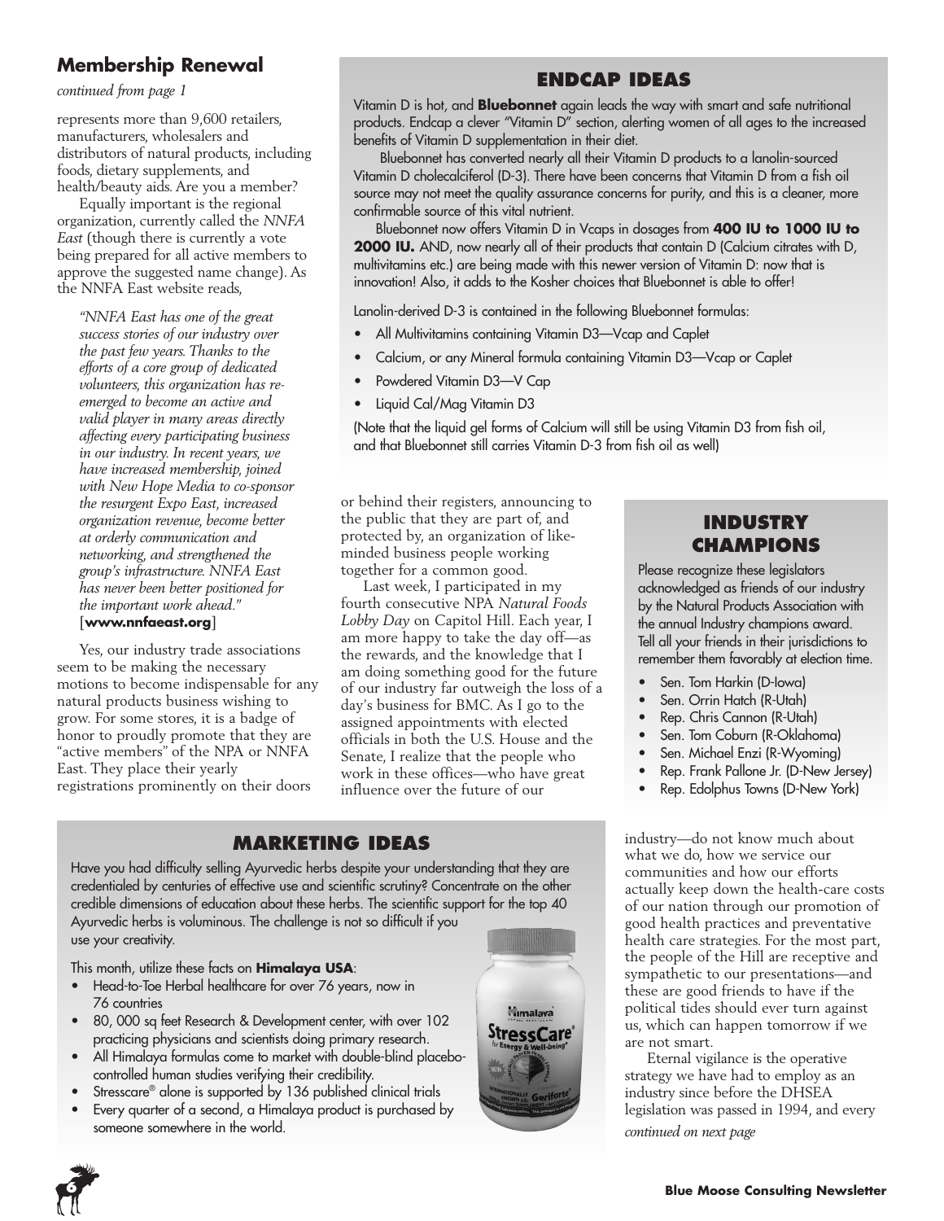## Membership Renewal

*continued from page 1*

represents more than 9,600 retailers, manufacturers, wholesalers and distributors of natural products, including foods, dietary supplements, and health/beauty aids. Are you a member?

Equally important is the regional organization, currently called the *NNFA East* (though there is currently a vote being prepared for all active members to approve the suggested name change). As the NNFA East website reads,

> *"NNFA East has one of the great success stories of our industry over the past few years. Thanks to the efforts of a core group of dedicated volunteers, this organization has re-emerged to become an active and valid player in many areas directly affecting every participating business in our industry. In recent years, we have increased membership, joined with New Hope Media to co-sponsor the resurgent Expo East, increased organization revenue, become better at orderly communication and networking, and strengthened the group's infrastructure. NNFA East has never been better positioned for the important work ahead."* [**www.nnfaeast.org**]

Yes, our industry trade associations seem to be making the necessary motions to become indispensable for any natural products business wishing to grow. For some stores, it is a badge of honor to proudly promote that they are "active members" of the NPA or NNFA East. They place their yearly registrations prominently on their doors or behind their registers, announcing to the public that they are part of, and protected by, an organization of like-minded business people working together for a common good.

Last week, I participated in my fourth consecutive NPA *Natural Foods Lobby Day* on Capitol Hill. Each year, I am more happy to take the day off—as the rewards, and the knowledge that I am doing something good for the future of our industry far outweigh the loss of a day's business for BMC. As I go to the assigned appointments with elected officials in both the U.S. House and the Senate, I realize that the people who work in these offices—who have great influence over the future of our industry—do not know much about what we do, how we service our communities and how our efforts actually keep down the health-care costs of our nation through our promotion of good health practices and preventative health care strategies. For the most part, the people of the Hill are receptive and sympathetic to our presentations—and these are good friends to have if the political tides should ever turn against us, which can happen tomorrow if we are not smart.

Eternal vigilance is the operative strategy we have had to employ as an industry since before the DHSEA legislation was passed in 1994, and every

*continued on next page*

## ENDCAP IDEAS

Vitamin D is hot, and **Bluebonnet** again leads the way with smart and safe nutritional products. Endcap a clever "Vitamin D" section, alerting women of all ages to the increased benefits of Vitamin D supplementation in their diet.

Bluebonnet has converted nearly all their Vitamin D products to a lanolin-sourced Vitamin D cholecalciferol (D-3). There have been concerns that Vitamin D from a fish oil source may not meet the quality assurance concerns for purity, and this is a cleaner, more confirmable source of this vital nutrient.

Bluebonnet now offers Vitamin D in Vcaps in dosages from **400 IU to 1000 IU to 2000 IU.** AND, now nearly all of their products that contain D (Calcium citrates with D, multivitamins etc.) are being made with this newer version of Vitamin D: now that is innovation! Also, it adds to the Kosher choices that Bluebonnet is able to offer!

Lanolin-derived D-3 is contained in the following Bluebonnet formulas:

- All Multivitamins containing Vitamin D3—Vcap and Caplet
- Calcium, or any Mineral formula containing Vitamin D3—Vcap or Caplet
- Powdered Vitamin D3—V Cap
- Liquid Cal/Mag Vitamin D3

(Note that the liquid gel forms of Calcium will still be using Vitamin D3 from fish oil, and that Bluebonnet still carries Vitamin D-3 from fish oil as well)

## INDUSTRY CHAMPIONS

Please recognize these legislators acknowledged as friends of our industry by the Natural Products Association with the annual Industry champions award. Tell all your friends in their jurisdictions to remember them favorably at election time.

- Sen. Tom Harkin (D-Iowa)
- Sen. Orrin Hatch (R-Utah)
- Rep. Chris Cannon (R-Utah)
- Sen. Tom Coburn (R-Oklahoma)
- Sen. Michael Enzi (R-Wyoming)
- Rep. Frank Pallone Jr. (D-New Jersey)
- Rep. Edolphus Towns (D-New York)

## MARKETING IDEAS

Have you had difficulty selling Ayurvedic herbs despite your understanding that they are credentialed by centuries of effective use and scientific scrutiny? Concentrate on the other credible dimensions of education about these herbs. The scientific support for the top 40 Ayurvedic herbs is voluminous. The challenge is not so difficult if you use your creativity.

This month, utilize these facts on **Himalaya USA**:

- Head-to-Toe Herbal healthcare for over 76 years, now in 76 countries
- 80, 000 sq feet Research & Development center, with over 102 practicing physicians and scientists doing primary research.
- All Himalaya formulas come to market with double-blind placebo-controlled human studies verifying their credibility.
- Stresscare® alone is supported by 136 published clinical trials
- Every quarter of a second, a Himalaya product is purchased by someone somewhere in the world.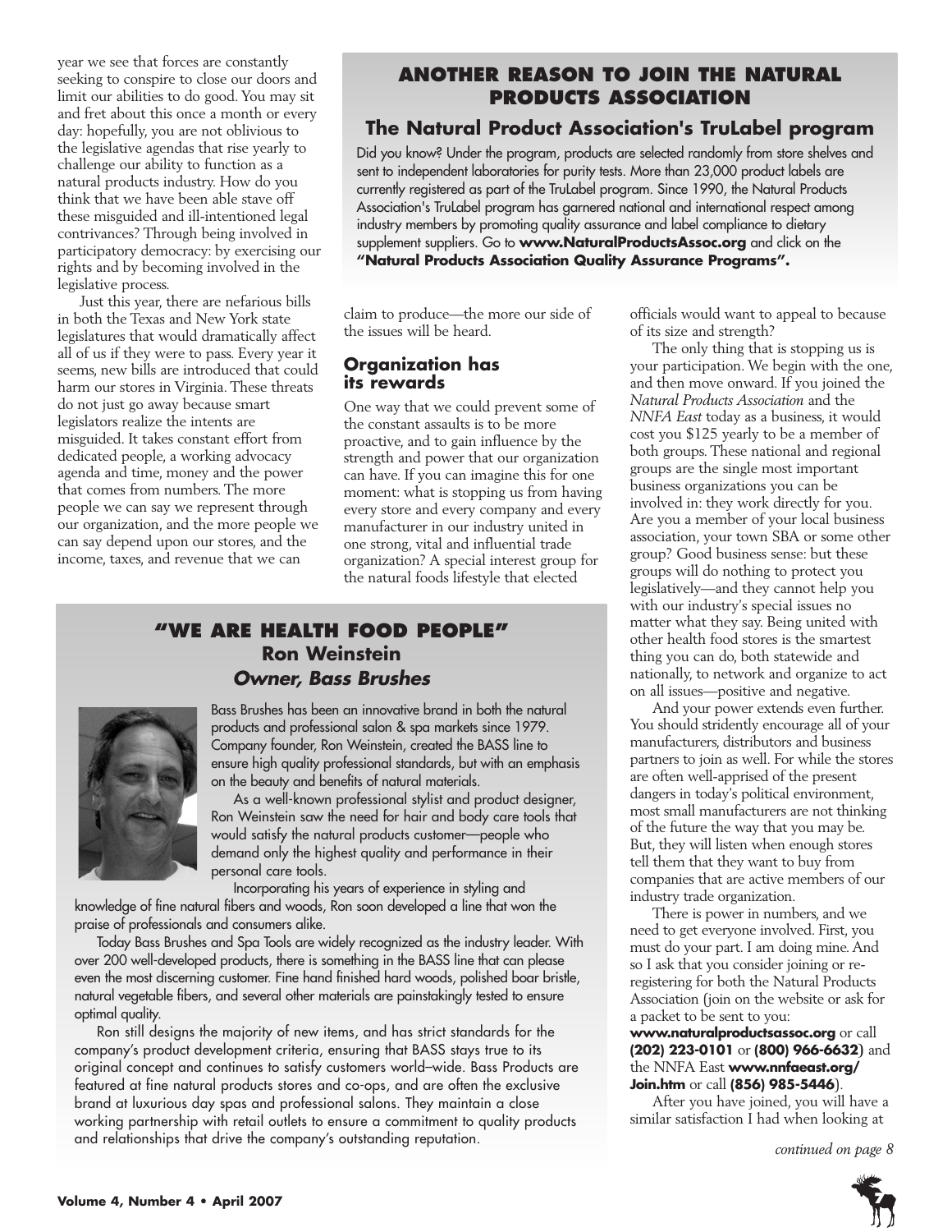year we see that forces are constantly seeking to conspire to close our doors and limit our abilities to do good. You may sit and fret about this once a month or every day: hopefully, you are not oblivious to the legislative agendas that rise yearly to challenge our ability to function as a natural products industry. How do you think that we have been able stave off these misguided and ill-intentioned legal contrivances? Through being involved in participatory democracy: by exercising our rights and by becoming involved in the legislative process.

Just this year, there are nefarious bills in both the Texas and New York state legislatures that would dramatically affect all of us if they were to pass. Every year it seems, new bills are introduced that could harm our stores in Virginia. These threats do not just go away because smart legislators realize the intents are misguided. It takes constant effort from dedicated people, a working advocacy agenda and time, money and the power that comes from numbers. The more people we can say we represent through our organization, and the more people we can say depend upon our stores, and the income, taxes, and revenue that we can claim to produce—the more our side of the issues will be heard.

## ANOTHER REASON TO JOIN THE NATURAL PRODUCTS ASSOCIATION

### The Natural Product Association's TruLabel program

Did you know? Under the program, products are selected randomly from store shelves and sent to independent laboratories for purity tests. More than 23,000 product labels are currently registered as part of the TruLabel program. Since 1990, the Natural Products Association's TruLabel program has garnered national and international respect among industry members by promoting quality assurance and label compliance to dietary supplement suppliers. Go to **www.NaturalProductsAssoc.org** and click on the **"Natural Products Association Quality Assurance Programs".**

## Organization has its rewards

One way that we could prevent some of the constant assaults is to be more proactive, and to gain influence by the strength and power that our organization can have. If you can imagine this for one moment: what is stopping us from having every store and every company and every manufacturer in our industry united in one strong, vital and influential trade organization? A special interest group for the natural foods lifestyle that elected officials would want to appeal to because of its size and strength?

The only thing that is stopping us is your participation. We begin with the one, and then move onward. If you joined the *Natural Products Association* and the *NNFA East* today as a business, it would cost you $125 yearly to be a member of both groups. These national and regional groups are the single most important business organizations you can be involved in: they work directly for you. Are you a member of your local business association, your town SBA or some other group? Good business sense: but these groups will do nothing to protect you legislatively—and they cannot help you with our industry's special issues no matter what they say. Being united with other health food stores is the smartest thing you can do, both statewide and nationally, to network and organize to act on all issues—positive and negative.

And your power extends even further. You should stridently encourage all of your manufacturers, distributors and business partners to join as well. For while the stores are often well-apprised of the present dangers in today's political environment, most small manufacturers are not thinking of the future the way that you may be. But, they will listen when enough stores tell them that they want to buy from companies that are active members of our industry trade organization.

There is power in numbers, and we need to get everyone involved. First, you must do your part. I am doing mine. And so I ask that you consider joining or re-registering for both the Natural Products Association (join on the website or ask for a packet to be sent to you: **www.naturalproductsassoc.org** or call **(202) 223-0101** or **(800) 966-6632**) and the NNFA East **www.nnfaeast.org/Join.htm** or call **(856) 985-5446**).

After you have joined, you will have a similar satisfaction I had when looking at

*continued on page 8*

## "WE ARE HEALTH FOOD PEOPLE"
### Ron Weinstein
### *Owner, Bass Brushes*

Bass Brushes has been an innovative brand in both the natural products and professional salon & spa markets since 1979. Company founder, Ron Weinstein, created the BASS line to ensure high quality professional standards, but with an emphasis on the beauty and benefits of natural materials.

As a well-known professional stylist and product designer, Ron Weinstein saw the need for hair and body care tools that would satisfy the natural products customer—people who demand only the highest quality and performance in their personal care tools.

Incorporating his years of experience in styling and knowledge of fine natural fibers and woods, Ron soon developed a line that won the praise of professionals and consumers alike.

Today Bass Brushes and Spa Tools are widely recognized as the industry leader. With over 200 well-developed products, there is something in the BASS line that can please even the most discerning customer. Fine hand finished hard woods, polished boar bristle, natural vegetable fibers, and several other materials are painstakingly tested to ensure optimal quality.

Ron still designs the majority of new items, and has strict standards for the company's product development criteria, ensuring that BASS stays true to its original concept and continues to satisfy customers world–wide. Bass Products are featured at fine natural products stores and co-ops, and are often the exclusive brand at luxurious day spas and professional salons. They maintain a close working partnership with retail outlets to ensure a commitment to quality products and relationships that drive the company's outstanding reputation.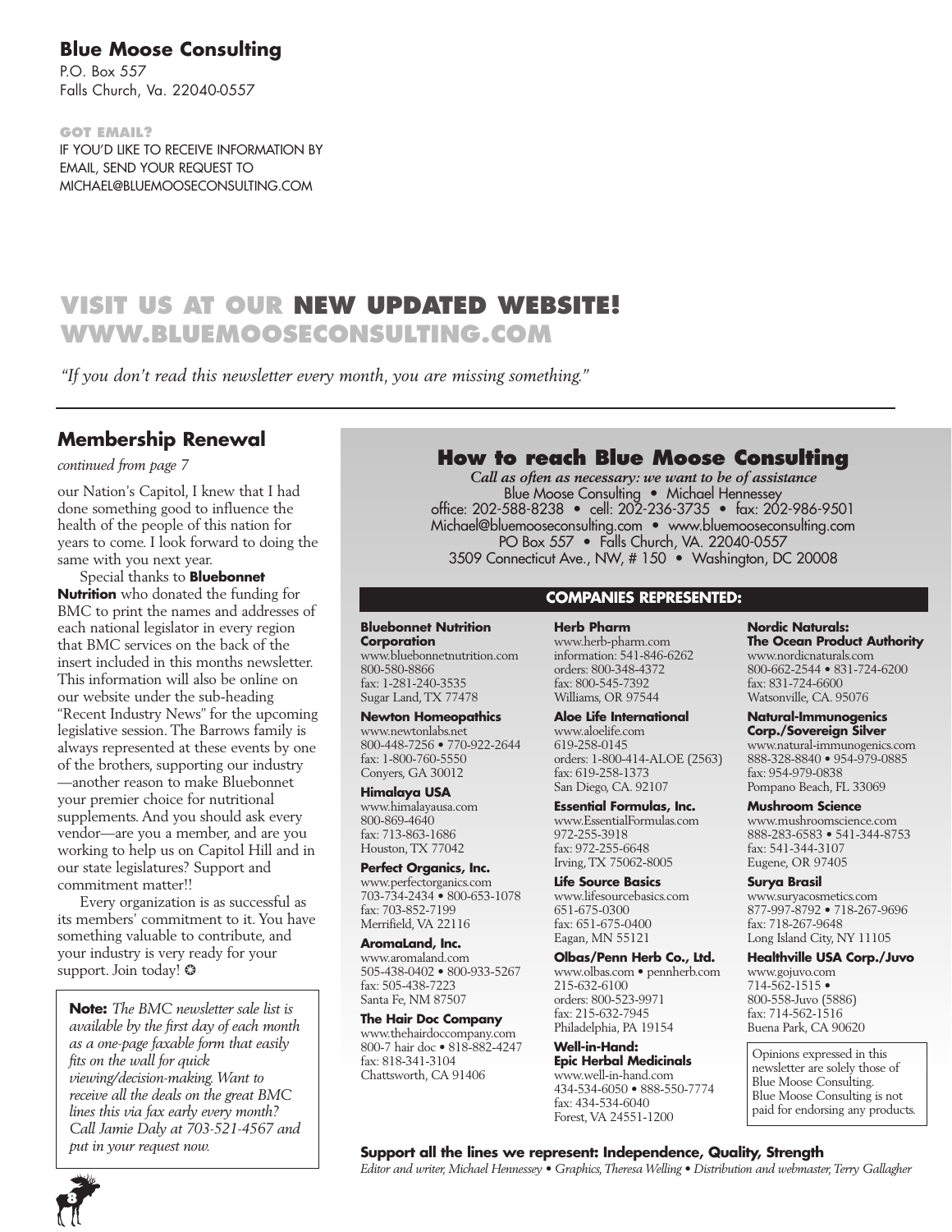## Blue Moose Consulting

P.O. Box 557
Falls Church, Va. 22040-0557

**GOT EMAIL?**
IF YOU'D LIKE TO RECEIVE INFORMATION BY EMAIL, SEND YOUR REQUEST TO MICHAEL@BLUEMOOSECONSULTING.COM

## VISIT US AT OUR NEW UPDATED WEBSITE! WWW.BLUEMOOSECONSULTING.COM

*"If you don't read this newsletter every month, you are missing something."*

## Membership Renewal

*continued from page 7*

our Nation's Capitol, I knew that I had done something good to influence the health of the people of this nation for years to come. I look forward to doing the same with you next year.

Special thanks to **Bluebonnet Nutrition** who donated the funding for BMC to print the names and addresses of each national legislator in every region that BMC services on the back of the insert included in this months newsletter. This information will also be online on our website under the sub-heading "Recent Industry News" for the upcoming legislative session. The Barrows family is always represented at these events by one of the brothers, supporting our industry —another reason to make Bluebonnet your premier choice for nutritional supplements. And you should ask every vendor—are you a member, and are you working to help us on Capitol Hill and in our state legislatures? Support and commitment matter!!

Every organization is as successful as its members' commitment to it. You have something valuable to contribute, and your industry is very ready for your support. Join today! ✪

**Note:** *The BMC newsletter sale list is available by the first day of each month as a one-page faxable form that easily fits on the wall for quick viewing/decision-making. Want to receive all the deals on the great BMC lines this via fax early every month? Call Jamie Daly at 703-521-4567 and put in your request now.*

## How to reach Blue Moose Consulting

*Call as often as necessary: we want to be of assistance*
Blue Moose Consulting • Michael Hennessey
office: 202-588-8238 • cell: 202-236-3735 • fax: 202-986-9501
Michael@bluemooseconsulting.com • www.bluemooseconsulting.com
PO Box 557 • Falls Church, VA. 22040-0557
3509 Connecticut Ave., NW, # 150 • Washington, DC 20008

### COMPANIES REPRESENTED:

**Bluebonnet Nutrition Corporation**
www.bluebonnetnutrition.com
800-580-8866
fax: 1-281-240-3535
Sugar Land, TX 77478

**Newton Homeopathics**
www.newtonlabs.net
800-448-7256 • 770-922-2644
fax: 1-800-760-5550
Conyers, GA 30012

**Himalaya USA**
www.himalayausa.com
800-869-4640
fax: 713-863-1686
Houston, TX 77042

**Perfect Organics, Inc.**
www.perfectorganics.com
703-734-2434 • 800-653-1078
fax: 703-852-7199
Merrifield, VA 22116

**AromaLand, Inc.**
www.aromaland.com
505-438-0402 • 800-933-5267
fax: 505-438-7223
Santa Fe, NM 87507

**The Hair Doc Company**
www.thehairdoccompany.com
800-7 hair doc • 818-882-4247
fax: 818-341-3104
Chattsworth, CA 91406

**Herb Pharm**
www.herb-pharm.com
information: 541-846-6262
orders: 800-348-4372
fax: 800-545-7392
Williams, OR 97544

**Aloe Life International**
www.aloelife.com
619-258-0145
orders: 1-800-414-ALOE (2563)
fax: 619-258-1373
San Diego, CA. 92107

**Essential Formulas, Inc.**
www.EssentialFormulas.com
972-255-3918
fax: 972-255-6648
Irving, TX 75062-8005

**Life Source Basics**
www.lifesourcebasics.com
651-675-0300
fax: 651-675-0400
Eagan, MN 55121

**Olbas/Penn Herb Co., Ltd.**
www.olbas.com • pennherb.com
215-632-6100
orders: 800-523-9971
fax: 215-632-7945
Philadelphia, PA 19154

**Well-in-Hand: Epic Herbal Medicinals**
www.well-in-hand.com
434-534-6050 • 888-550-7774
fax: 434-534-6040
Forest, VA 24551-1200

**Nordic Naturals: The Ocean Product Authority**
www.nordicnaturals.com
800-662-2544 • 831-724-6200
fax: 831-724-6600
Watsonville, CA. 95076

**Natural-Immunogenics Corp./Sovereign Silver**
www.natural-immunogenics.com
888-328-8840 • 954-979-0885
fax: 954-979-0838
Pompano Beach, FL 33069

**Mushroom Science**
www.mushroomscience.com
888-283-6583 • 541-344-8753
fax: 541-344-3107
Eugene, OR 97405

**Surya Brasil**
www.suryacosmetics.com
877-997-8792 • 718-267-9696
fax: 718-267-9648
Long Island City, NY 11105

**Healthville USA Corp./Juvo**
www.gojuvo.com
714-562-1515 •
800-558-Juvo (5886)
fax: 714-562-1516
Buena Park, CA 90620

Opinions expressed in this newsletter are solely those of Blue Moose Consulting. Blue Moose Consulting is not paid for endorsing any products.

**Support all the lines we represent: Independence, Quality, Strength**
*Editor and writer, Michael Hennessey • Graphics, Theresa Welling • Distribution and webmaster, Terry Gallagher*